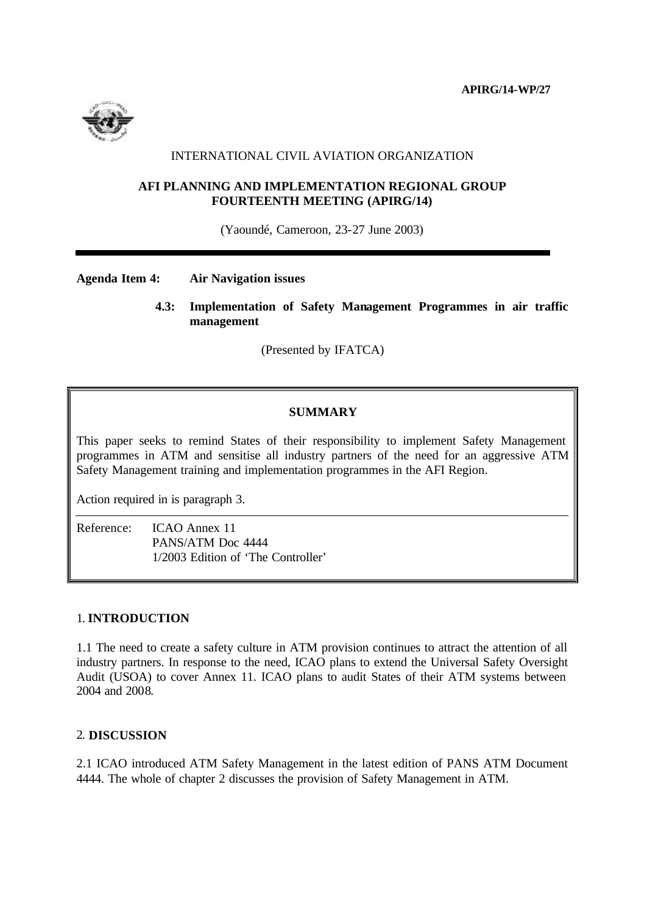**APIRG/14-WP/27**

INTERNATIONAL CIVIL AVIATION ORGANIZATION

**AFI PLANNING AND IMPLEMENTATION REGIONAL GROUP FOURTEENTH MEETING (APIRG/14)**

(Yaoundé, Cameroon, 23-27 June 2003)

---

**Agenda Item 4: Air Navigation issues**

**4.3: Implementation of Safety Management Programmes in air traffic management**

(Presented by IFATCA)

---

**SUMMARY**

This paper seeks to remind States of their responsibility to implement Safety Management programmes in ATM and sensitise all industry partners of the need for an aggressive ATM Safety Management training and implementation programmes in the AFI Region.

Action required in is paragraph 3.

Reference: ICAO Annex 11
PANS/ATM Doc 4444
1/2003 Edition of 'The Controller'

---

## 1. INTRODUCTION

1.1 The need to create a safety culture in ATM provision continues to attract the attention of all industry partners. In response to the need, ICAO plans to extend the Universal Safety Oversight Audit (USOA) to cover Annex 11. ICAO plans to audit States of their ATM systems between 2004 and 2008.

## 2. DISCUSSION

2.1 ICAO introduced ATM Safety Management in the latest edition of PANS ATM Document 4444. The whole of chapter 2 discusses the provision of Safety Management in ATM.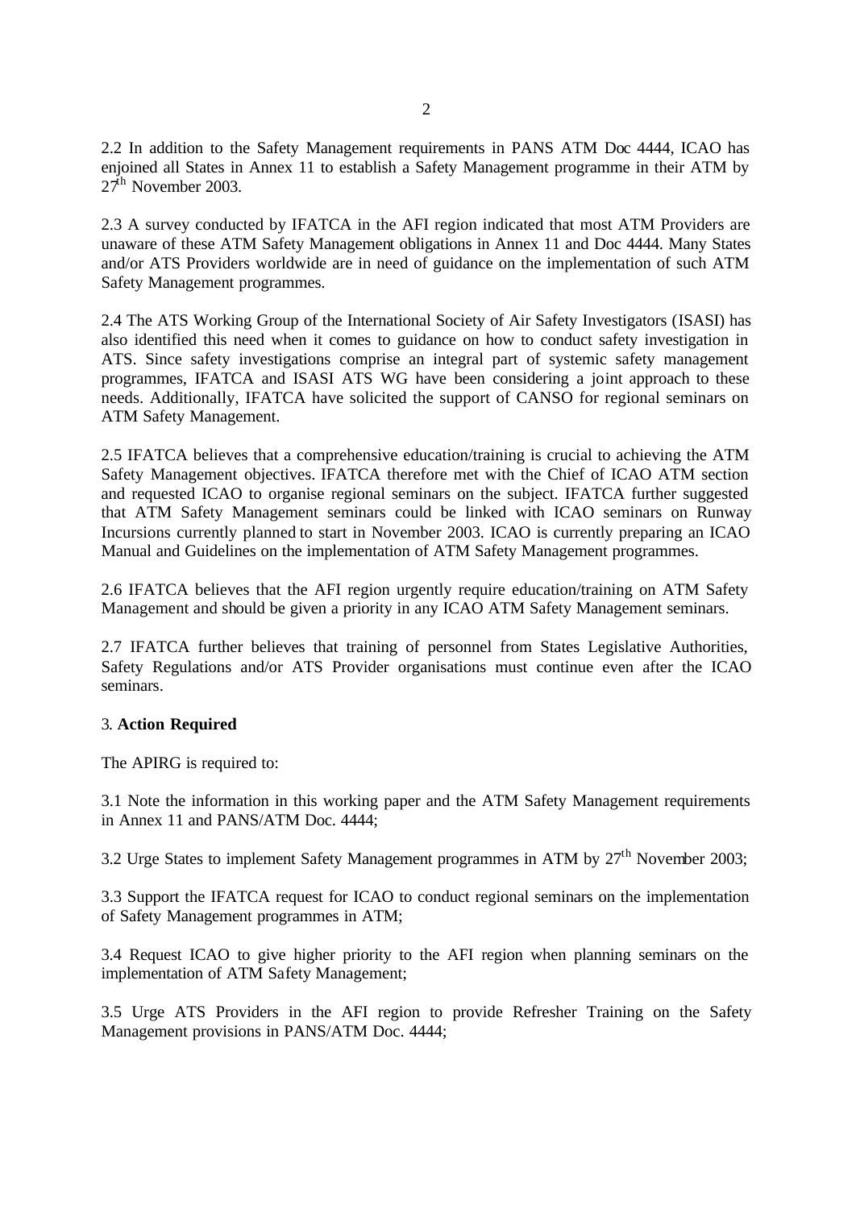2.2 In addition to the Safety Management requirements in PANS ATM Doc 4444, ICAO has enjoined all States in Annex 11 to establish a Safety Management programme in their ATM by 27th November 2003.

2.3 A survey conducted by IFATCA in the AFI region indicated that most ATM Providers are unaware of these ATM Safety Management obligations in Annex 11 and Doc 4444. Many States and/or ATS Providers worldwide are in need of guidance on the implementation of such ATM Safety Management programmes.

2.4 The ATS Working Group of the International Society of Air Safety Investigators (ISASI) has also identified this need when it comes to guidance on how to conduct safety investigation in ATS. Since safety investigations comprise an integral part of systemic safety management programmes, IFATCA and ISASI ATS WG have been considering a joint approach to these needs. Additionally, IFATCA have solicited the support of CANSO for regional seminars on ATM Safety Management.

2.5 IFATCA believes that a comprehensive education/training is crucial to achieving the ATM Safety Management objectives. IFATCA therefore met with the Chief of ICAO ATM section and requested ICAO to organise regional seminars on the subject. IFATCA further suggested that ATM Safety Management seminars could be linked with ICAO seminars on Runway Incursions currently planned to start in November 2003. ICAO is currently preparing an ICAO Manual and Guidelines on the implementation of ATM Safety Management programmes.

2.6 IFATCA believes that the AFI region urgently require education/training on ATM Safety Management and should be given a priority in any ICAO ATM Safety Management seminars.

2.7 IFATCA further believes that training of personnel from States Legislative Authorities, Safety Regulations and/or ATS Provider organisations must continue even after the ICAO seminars.

3. **Action Required**

The APIRG is required to:

3.1 Note the information in this working paper and the ATM Safety Management requirements in Annex 11 and PANS/ATM Doc. 4444;

3.2 Urge States to implement Safety Management programmes in ATM by 27th November 2003;

3.3 Support the IFATCA request for ICAO to conduct regional seminars on the implementation of Safety Management programmes in ATM;

3.4 Request ICAO to give higher priority to the AFI region when planning seminars on the implementation of ATM Safety Management;

3.5 Urge ATS Providers in the AFI region to provide Refresher Training on the Safety Management provisions in PANS/ATM Doc. 4444;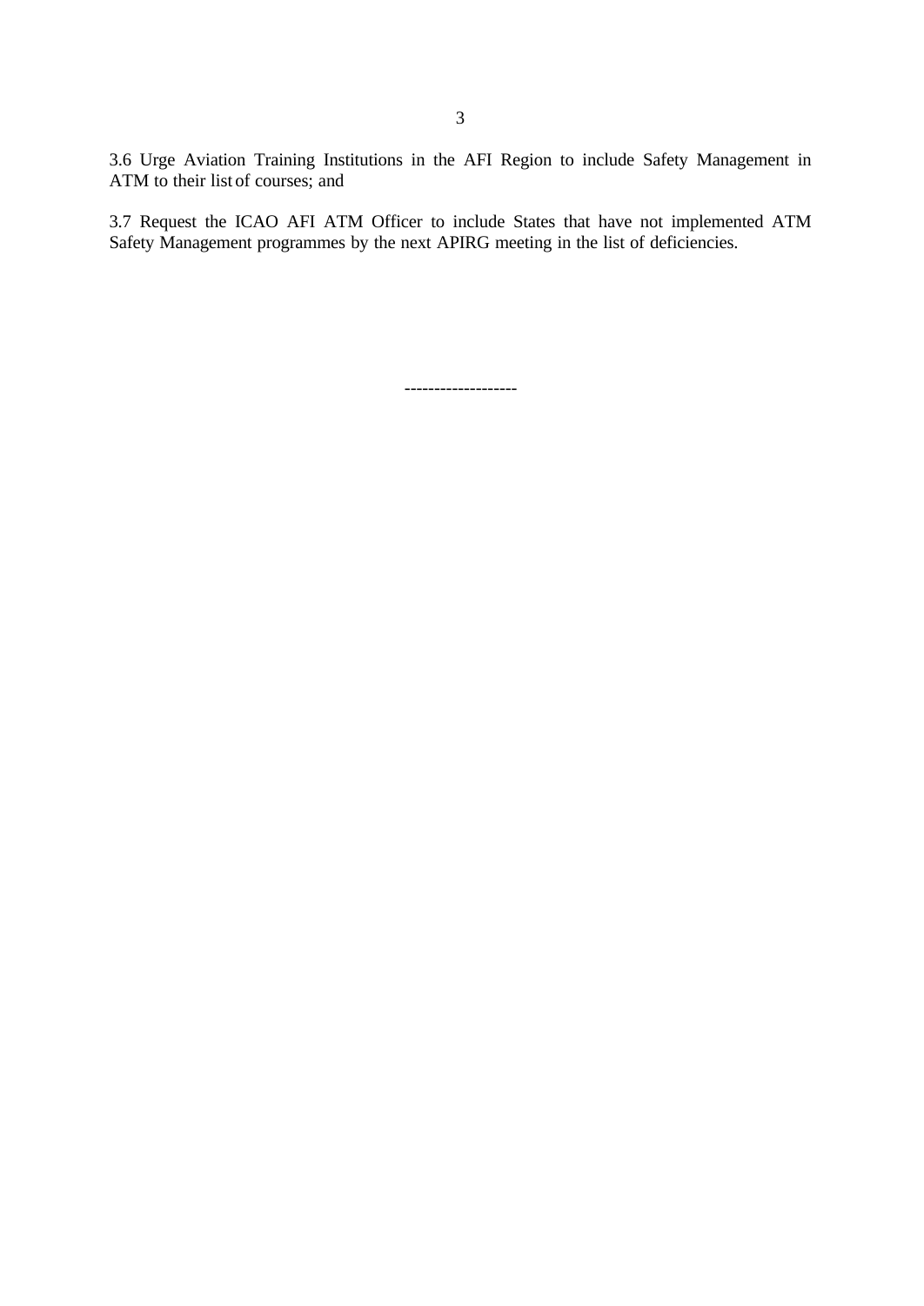3.6 Urge Aviation Training Institutions in the AFI Region to include Safety Management in ATM to their list of courses; and

3.7 Request the ICAO AFI ATM Officer to include States that have not implemented ATM Safety Management programmes by the next APIRG meeting in the list of deficiencies.

-------------------